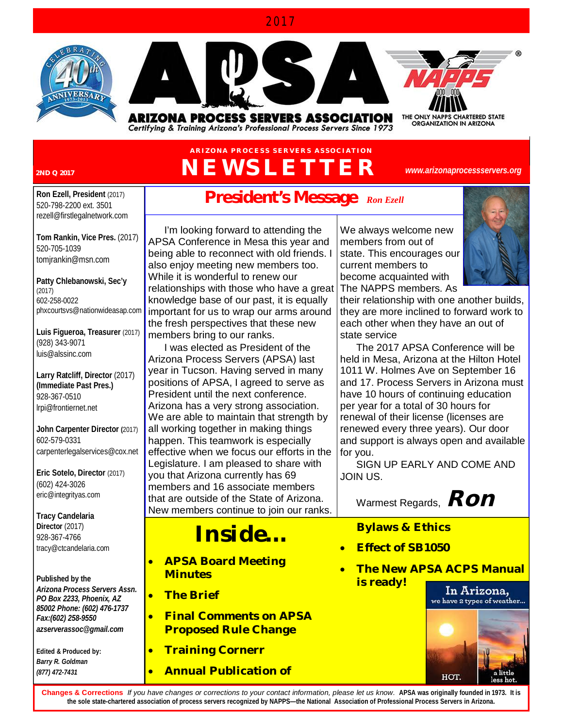2017

# ARIZONA PROCESS SERVERS ASSOCIATION

*Certifying & Training Arizona's Professional Process Servers Since 1973*

THE ONLY NAPPS CHARTERED STATE ORGANIZATION IN ARIZONA

ARIZONA PROCESS SERVERS ASSOCIATION

# NEWSLETTER

2ND Q 2017

*www.arizonaprocessservers.org*

**Ron Ezell, President** (2017)
520-798-2200 ext. 3501
rezell@firstlegalnetwork.com

**Tom Rankin, Vice Pres.** (2017)
520-705-1039
tomjrankin@msn.com

**Patty Chlebanowski, Sec'y** (2017)
602-258-0022
phxcourtsvs@nationwideasap.com

**Luis Figueroa, Treasurer** (2017)
(928) 343-9071
luis@alssinc.com

**Larry Ratcliff, Director** (2017)
**(Immediate Past Pres.)**
928-367-0510
lrpi@frontiernet.net

**John Carpenter Director** (2017)
602-579-0331
carpenterlegalservices@cox.net

**Eric Sotelo, Director** (2017)
(602) 424-3026
eric@integrityas.com

**Tracy Candelaria Director** (2017)
928-367-4766
tracy@ctcandelaria.com

**Published by the**
***Arizona Process Servers Assn.***
***PO Box 2233, Phoenix, AZ 85002 Phone: (602) 476-1737***
***Fax:(602) 258-9550***
***azserverassoc@gmail.com***

**Edited & Produced by:**
***Barry R. Goldman***
***(877) 472-7431***

## President's Message *Ron Ezell*

I'm looking forward to attending the APSA Conference in Mesa this year and being able to reconnect with old friends. I also enjoy meeting new members too. While it is wonderful to renew our relationships with those who have a great knowledge base of our past, it is equally important for us to wrap our arms around the fresh perspectives that these new members bring to our ranks.

I was elected as President of the Arizona Process Servers (APSA) last year in Tucson. Having served in many positions of APSA, I agreed to serve as President until the next conference. Arizona has a very strong association. We are able to maintain that strength by all working together in making things happen. This teamwork is especially effective when we focus our efforts in the Legislature. I am pleased to share with you that Arizona currently has 69 members and 16 associate members that are outside of the State of Arizona. New members continue to join our ranks. We always welcome new members from out of state. This encourages our current members to become acquainted with The NAPPS members. As their relationship with one another builds, they are more inclined to forward work to each other when they have an out of state service

The 2017 APSA Conference will be held in Mesa, Arizona at the Hilton Hotel 1011 W. Holmes Ave on September 16 and 17. Process Servers in Arizona must have 10 hours of continuing education per year for a total of 30 hours for renewal of their license (licenses are renewed every three years). Our door and support is always open and available for you.

SIGN UP EARLY AND COME AND JOIN US.

Warmest Regards, **Ron**

## Inside...

- **APSA Board Meeting Minutes**
- **The Brief**
- **Final Comments on APSA Proposed Rule Change**
- **Training Cornerr**
- **Annual Publication of Bylaws & Ethics**
- **Effect of SB1050**
- **The New APSA ACPS Manual is ready!**

In Arizona, we have 2 types of weather... HOT. a little less hot.

**Changes & Corrections** *If you have changes or corrections to your contact information, please let us know.* **APSA was originally founded in 1973. It is the sole state-chartered association of process servers recognized by NAPPS—the National Association of Professional Process Servers in Arizona.**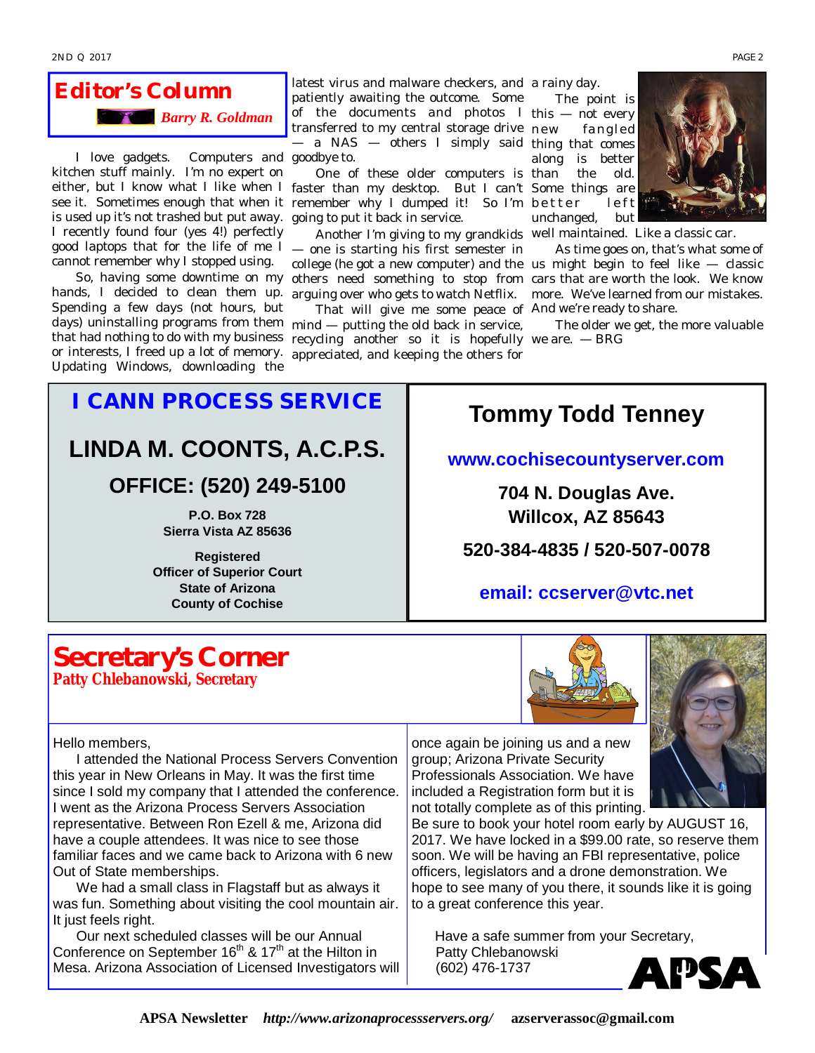## Editor's Column

*Barry R. Goldman*

I love gadgets. Computers and kitchen stuff mainly. I'm no expert on either, but I know what I like when I see it. Sometimes enough that when it is used up it's not trashed but put away. I recently found four (yes 4!) perfectly good laptops that for the life of me I cannot remember why I stopped using.

So, having some downtime on my hands, I decided to clean them up. Spending a few days (not hours, but days) uninstalling programs from them that had nothing to do with my business or interests, I freed up a lot of memory. Updating Windows, downloading the latest virus and malware checkers, and patiently awaiting the outcome. Some of the documents and photos I transferred to my central storage drive — a NAS — others I simply said goodbye to.

One of these older computers is faster than my desktop. But I can't remember why I dumped it! So I'm going to put it back in service.

Another I'm giving to my grandkids — one is starting his first semester in college (he got a new computer) and the others need something to stop from arguing over who gets to watch Netflix.

That will give me some peace of mind — putting the old back in service, recycling another so it is hopefully appreciated, and keeping the others for a rainy day.

The point is this — not every new fangled thing that comes along is better than the old. Some things are better left unchanged, but well maintained. Like a classic car.

As time goes on, that's what some of us might begin to feel like — classic cars that are worth the look. We know more. We've learned from our mistakes. And we're ready to share.

The older we get, the more valuable we are. — BRG

---

**I CANN PROCESS SERVICE**

**LINDA M. COONTS, A.C.P.S.**

**OFFICE: (520) 249-5100**

**P.O. Box 728**
**Sierra Vista AZ 85636**

**Registered**
**Officer of Superior Court**
**State of Arizona**
**County of Cochise**

---

**Tommy Todd Tenney**

**www.cochisecountyserver.com**

**704 N. Douglas Ave.**
**Willcox, AZ 85643**

**520-384-4835 / 520-507-0078**

**email: ccserver@vtc.net**

---

## Secretary's Corner

**Patty Chlebanowski, Secretary**

Hello members,

I attended the National Process Servers Convention this year in New Orleans in May. It was the first time since I sold my company that I attended the conference. I went as the Arizona Process Servers Association representative. Between Ron Ezell & me, Arizona did have a couple attendees. It was nice to see those familiar faces and we came back to Arizona with 6 new Out of State memberships.

We had a small class in Flagstaff but as always it was fun. Something about visiting the cool mountain air. It just feels right.

Our next scheduled classes will be our Annual Conference on September 16th & 17th at the Hilton in Mesa. Arizona Association of Licensed Investigators will once again be joining us and a new group; Arizona Private Security Professionals Association. We have included a Registration form but it is not totally complete as of this printing. Be sure to book your hotel room early by AUGUST 16, 2017. We have locked in a $99.00 rate, so reserve them soon. We will be having an FBI representative, police officers, legislators and a drone demonstration. We hope to see many of you there, it sounds like it is going to a great conference this year.

Have a safe summer from your Secretary,
Patty Chlebanowski
(602) 476-1737

APSA

**APSA Newsletter** ***http://www.arizonaprocessservers.org/*** **azserverassoc@gmail.com**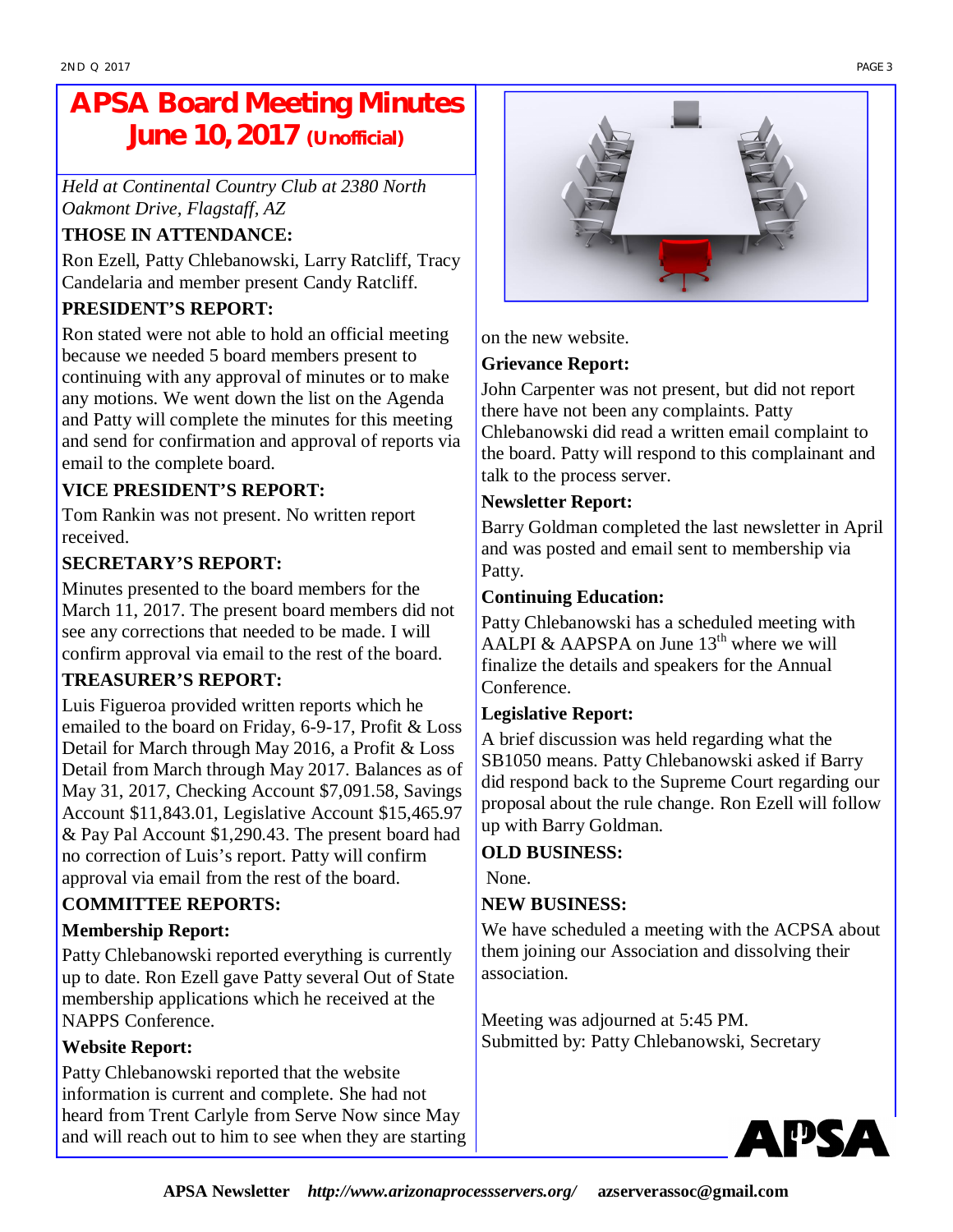# APSA Board Meeting Minutes June 10, 2017 (Unofficial)

*Held at Continental Country Club at 2380 North Oakmont Drive, Flagstaff, AZ*

**THOSE IN ATTENDANCE:**

Ron Ezell, Patty Chlebanowski, Larry Ratcliff, Tracy Candelaria and member present Candy Ratcliff.

**PRESIDENT'S REPORT:**

Ron stated were not able to hold an official meeting because we needed 5 board members present to continuing with any approval of minutes or to make any motions. We went down the list on the Agenda and Patty will complete the minutes for this meeting and send for confirmation and approval of reports via email to the complete board.

**VICE PRESIDENT'S REPORT:**

Tom Rankin was not present. No written report received.

**SECRETARY'S REPORT:**

Minutes presented to the board members for the March 11, 2017. The present board members did not see any corrections that needed to be made. I will confirm approval via email to the rest of the board.

**TREASURER'S REPORT:**

Luis Figueroa provided written reports which he emailed to the board on Friday, 6-9-17, Profit & Loss Detail for March through May 2016, a Profit & Loss Detail from March through May 2017. Balances as of May 31, 2017, Checking Account $7,091.58, Savings Account $11,843.01, Legislative Account $15,465.97 & Pay Pal Account $1,290.43. The present board had no correction of Luis's report. Patty will confirm approval via email from the rest of the board.

**COMMITTEE REPORTS:**

**Membership Report:**

Patty Chlebanowski reported everything is currently up to date. Ron Ezell gave Patty several Out of State membership applications which he received at the NAPPS Conference.

**Website Report:**

Patty Chlebanowski reported that the website information is current and complete. She had not heard from Trent Carlyle from Serve Now since May and will reach out to him to see when they are starting on the new website.

**Grievance Report:**

John Carpenter was not present, but did not report there have not been any complaints. Patty Chlebanowski did read a written email complaint to the board. Patty will respond to this complainant and talk to the process server.

**Newsletter Report:**

Barry Goldman completed the last newsletter in April and was posted and email sent to membership via Patty.

**Continuing Education:**

Patty Chlebanowski has a scheduled meeting with AALPI & AAPSPA on June 13th where we will finalize the details and speakers for the Annual Conference.

**Legislative Report:**

A brief discussion was held regarding what the SB1050 means. Patty Chlebanowski asked if Barry did respond back to the Supreme Court regarding our proposal about the rule change. Ron Ezell will follow up with Barry Goldman.

**OLD BUSINESS:**

None.

**NEW BUSINESS:**

We have scheduled a meeting with the ACPSA about them joining our Association and dissolving their association.

Meeting was adjourned at 5:45 PM.
Submitted by: Patty Chlebanowski, Secretary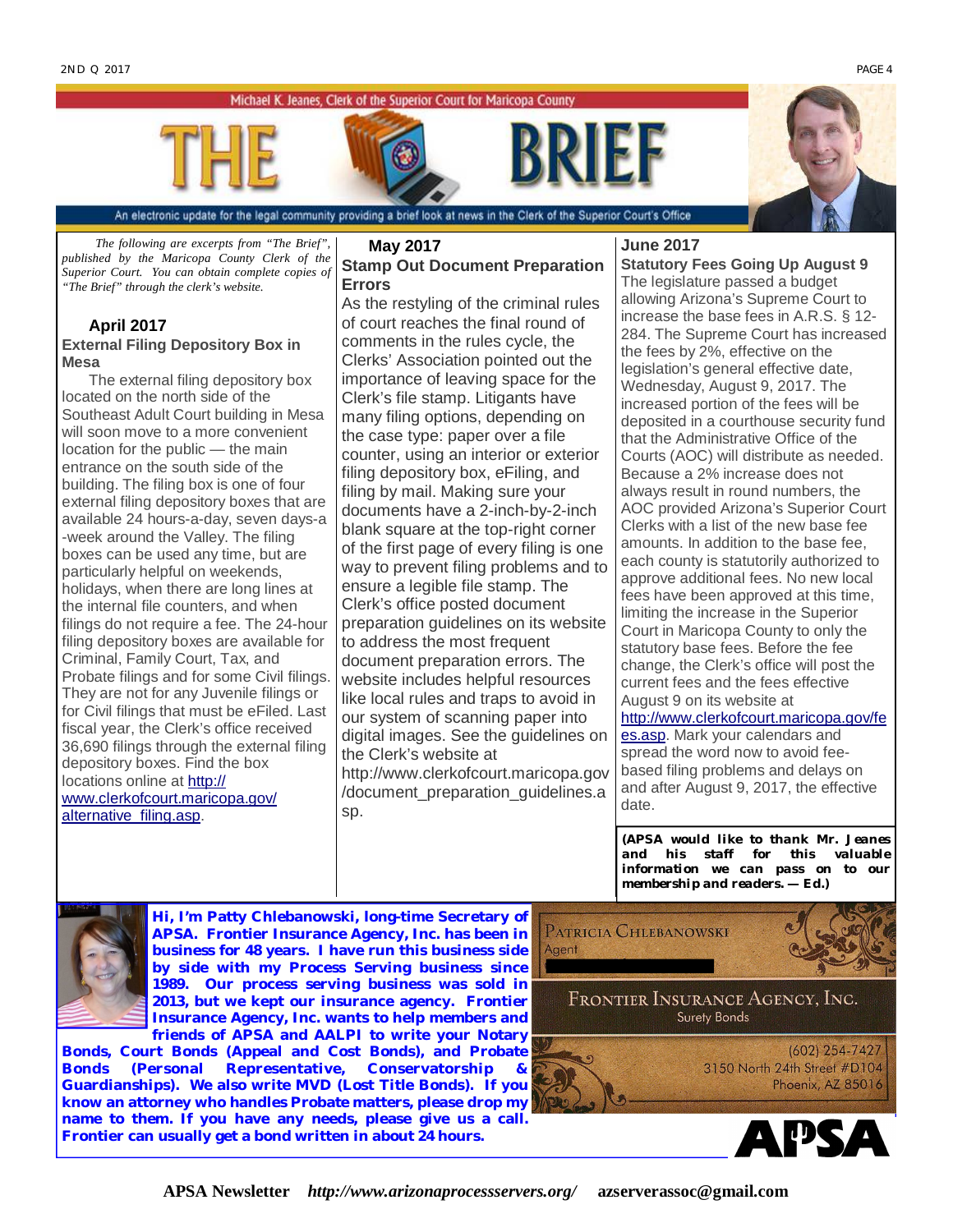Michael K. Jeanes, Clerk of the Superior Court for Maricopa County

# THE BRIEF

An electronic update for the legal community providing a brief look at news in the Clerk of the Superior Court's Office

*The following are excerpts from "The Brief", published by the Maricopa County Clerk of the Superior Court. You can obtain complete copies of "The Brief" through the clerk's website.*

## April 2017

### External Filing Depository Box in Mesa

The external filing depository box located on the north side of the Southeast Adult Court building in Mesa will soon move to a more convenient location for the public — the main entrance on the south side of the building. The filing box is one of four external filing depository boxes that are available 24 hours-a-day, seven days-a-week around the Valley. The filing boxes can be used any time, but are particularly helpful on weekends, holidays, when there are long lines at the internal file counters, and when filings do not require a fee. The 24-hour filing depository boxes are available for Criminal, Family Court, Tax, and Probate filings and for some Civil filings. They are not for any Juvenile filings or for Civil filings that must be eFiled. Last fiscal year, the Clerk's office received 36,690 filings through the external filing depository boxes. Find the box locations online at [http://www.clerkofcourt.maricopa.gov/alternative_filing.asp](http://www.clerkofcourt.maricopa.gov/alternative_filing.asp).

## May 2017

### Stamp Out Document Preparation Errors

As the restyling of the criminal rules of court reaches the final round of comments in the rules cycle, the Clerks' Association pointed out the importance of leaving space for the Clerk's file stamp. Litigants have many filing options, depending on the case type: paper over a file counter, using an interior or exterior filing depository box, eFiling, and filing by mail. Making sure your documents have a 2-inch-by-2-inch blank square at the top-right corner of the first page of every filing is one way to prevent filing problems and to ensure a legible file stamp. The Clerk's office posted document preparation guidelines on its website to address the most frequent document preparation errors. The website includes helpful resources like local rules and traps to avoid in our system of scanning paper into digital images. See the guidelines on the Clerk's website at http://www.clerkofcourt.maricopa.gov/document_preparation_guidelines.asp.

## June 2017

### Statutory Fees Going Up August 9

The legislature passed a budget allowing Arizona's Supreme Court to increase the base fees in A.R.S. § 12-284. The Supreme Court has increased the fees by 2%, effective on the legislation's general effective date, Wednesday, August 9, 2017. The increased portion of the fees will be deposited in a courthouse security fund that the Administrative Office of the Courts (AOC) will distribute as needed. Because a 2% increase does not always result in round numbers, the AOC provided Arizona's Superior Court Clerks with a list of the new base fee amounts. In addition to the base fee, each county is statutorily authorized to approve additional fees. No new local fees have been approved at this time, limiting the increase in the Superior Court in Maricopa County to only the statutory base fees. Before the fee change, the Clerk's office will post the current fees and the fees effective August 9 on its website at [http://www.clerkofcourt.maricopa.gov/fees.asp](http://www.clerkofcourt.maricopa.gov/fees.asp). Mark your calendars and spread the word now to avoid fee-based filing problems and delays on and after August 9, 2017, the effective date.

**(APSA would like to thank Mr. Jeanes and his staff for this valuable information we can pass on to our membership and readers. — Ed.)**

**Hi, I'm Patty Chlebanowski, long-time Secretary of APSA. Frontier Insurance Agency, Inc. has been in business for 48 years. I have run this business side by side with my Process Serving business since 1989. Our process serving business was sold in 2013, but we kept our insurance agency. Frontier Insurance Agency, Inc. wants to help members and friends of APSA and AALPI to write your Notary Bonds, Court Bonds (Appeal and Cost Bonds), and Probate Bonds (Personal Representative, Conservatorship & Guardianships). We also write MVD (Lost Title Bonds). If you know an attorney who handles Probate matters, please drop my name to them. If you have any needs, please give us a call. Frontier can usually get a bond written in about 24 hours.**

Patricia Chlebanowski
Agent

Frontier Insurance Agency, Inc.
Surety Bonds

(602) 254-7427
3150 North 24th Street #D104
Phoenix, AZ 85016

APSA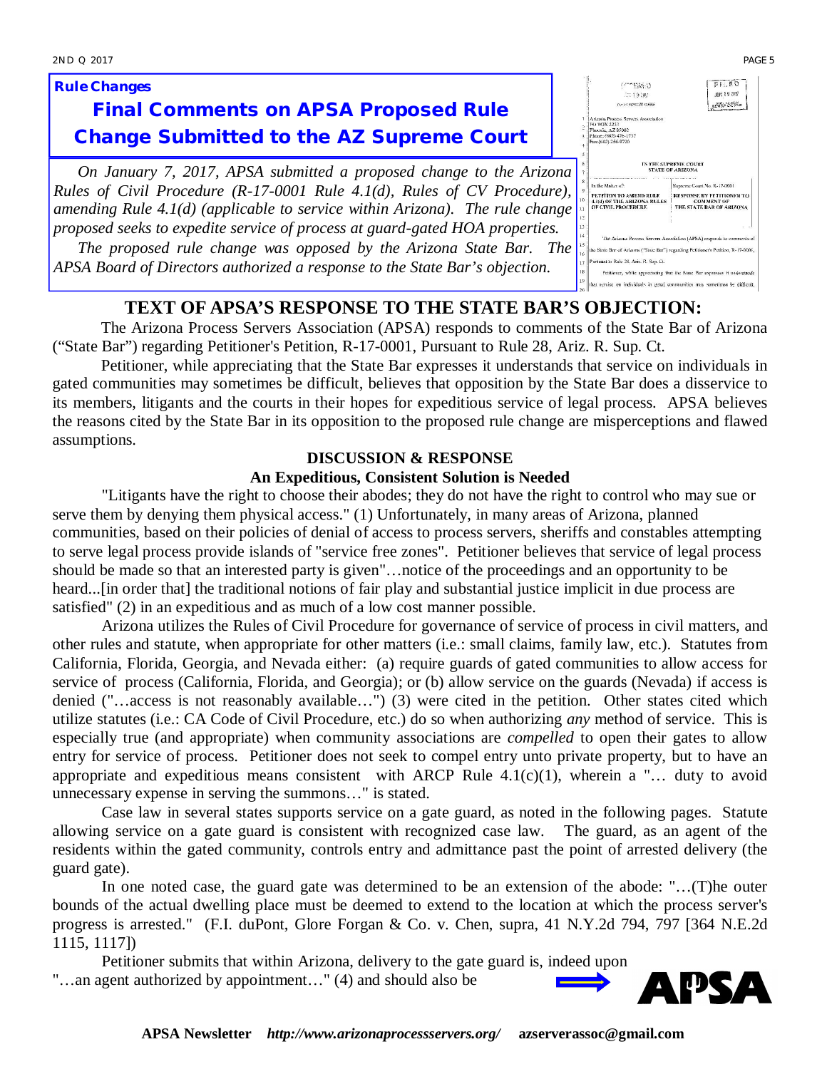**Rule Changes**

## Final Comments on APSA Proposed Rule Change Submitted to the AZ Supreme Court

*On January 7, 2017, APSA submitted a proposed change to the Arizona Rules of Civil Procedure (R-17-0001 Rule 4.1(d), Rules of CV Procedure), amending Rule 4.1(d) (applicable to service within Arizona). The rule change proposed seeks to expedite service of process at guard-gated HOA properties.*

*The proposed rule change was opposed by the Arizona State Bar. The APSA Board of Directors authorized a response to the State Bar's objection.*

# TEXT OF APSA'S RESPONSE TO THE STATE BAR'S OBJECTION:

The Arizona Process Servers Association (APSA) responds to comments of the State Bar of Arizona ("State Bar") regarding Petitioner's Petition, R-17-0001, Pursuant to Rule 28, Ariz. R. Sup. Ct.

Petitioner, while appreciating that the State Bar expresses it understands that service on individuals in gated communities may sometimes be difficult, believes that opposition by the State Bar does a disservice to its members, litigants and the courts in their hopes for expeditious service of legal process. APSA believes the reasons cited by the State Bar in its opposition to the proposed rule change are misperceptions and flawed assumptions.

### DISCUSSION & RESPONSE

### An Expeditious, Consistent Solution is Needed

"Litigants have the right to choose their abodes; they do not have the right to control who may sue or serve them by denying them physical access." (1) Unfortunately, in many areas of Arizona, planned communities, based on their policies of denial of access to process servers, sheriffs and constables attempting to serve legal process provide islands of "service free zones". Petitioner believes that service of legal process should be made so that an interested party is given"…notice of the proceedings and an opportunity to be heard...[in order that] the traditional notions of fair play and substantial justice implicit in due process are satisfied" (2) in an expeditious and as much of a low cost manner possible.

Arizona utilizes the Rules of Civil Procedure for governance of service of process in civil matters, and other rules and statute, when appropriate for other matters (i.e.: small claims, family law, etc.). Statutes from California, Florida, Georgia, and Nevada either: (a) require guards of gated communities to allow access for service of process (California, Florida, and Georgia); or (b) allow service on the guards (Nevada) if access is denied ("…access is not reasonably available…") (3) were cited in the petition. Other states cited which utilize statutes (i.e.: CA Code of Civil Procedure, etc.) do so when authorizing *any* method of service. This is especially true (and appropriate) when community associations are *compelled* to open their gates to allow entry for service of process. Petitioner does not seek to compel entry unto private property, but to have an appropriate and expeditious means consistent with ARCP Rule 4.1(c)(1), wherein a "… duty to avoid unnecessary expense in serving the summons…" is stated.

Case law in several states supports service on a gate guard, as noted in the following pages. Statute allowing service on a gate guard is consistent with recognized case law. The guard, as an agent of the residents within the gated community, controls entry and admittance past the point of arrested delivery (the guard gate).

In one noted case, the guard gate was determined to be an extension of the abode: "…(T)he outer bounds of the actual dwelling place must be deemed to extend to the location at which the process server's progress is arrested." (F.I. duPont, Glore Forgan & Co. v. Chen, supra, 41 N.Y.2d 794, 797 [364 N.E.2d 1115, 1117])

Petitioner submits that within Arizona, delivery to the gate guard is, indeed upon "…an agent authorized by appointment…" (4) and should also be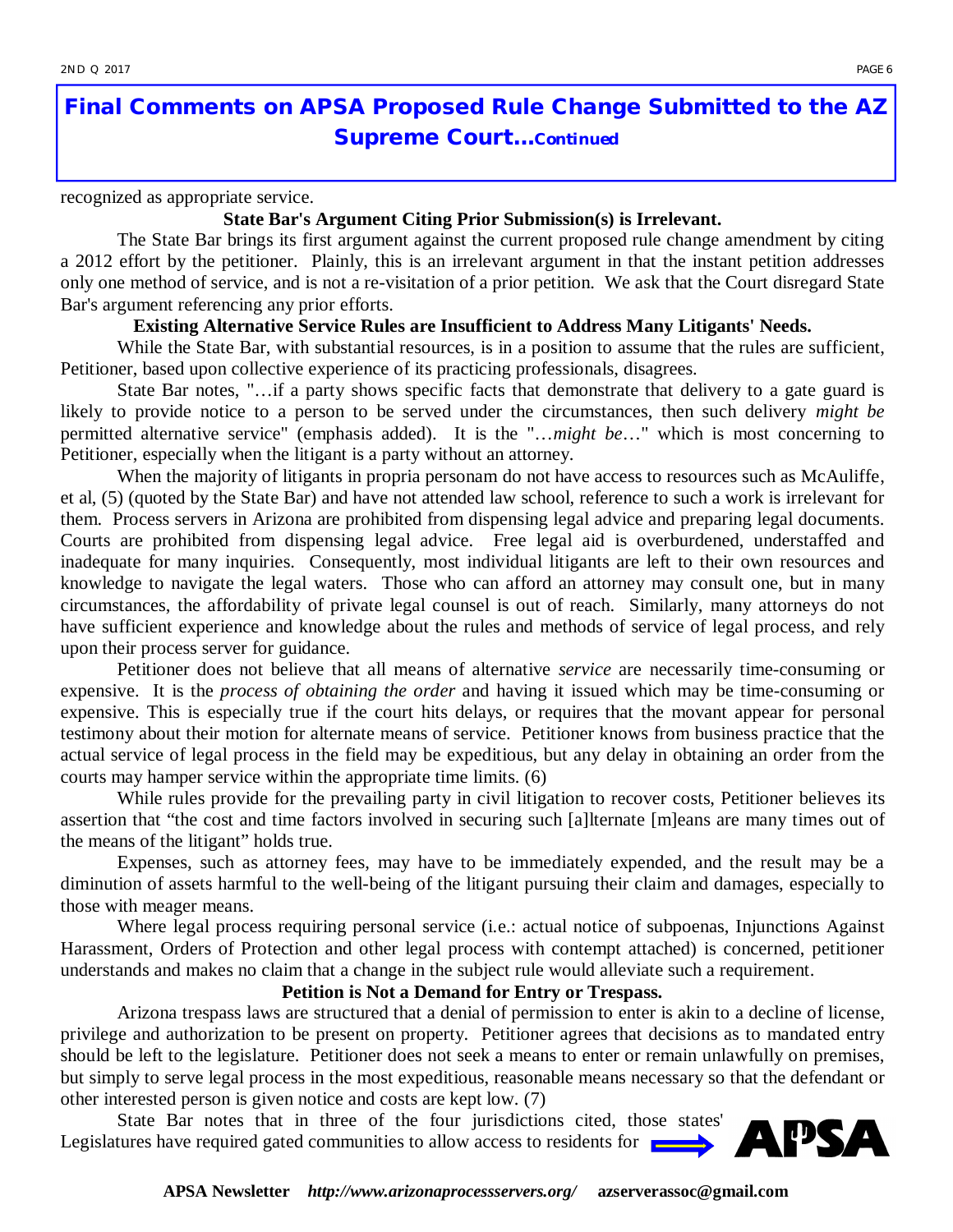## Final Comments on APSA Proposed Rule Change Submitted to the AZ Supreme Court...*Continued*

recognized as appropriate service.

**State Bar's Argument Citing Prior Submission(s) is Irrelevant.**

The State Bar brings its first argument against the current proposed rule change amendment by citing a 2012 effort by the petitioner. Plainly, this is an irrelevant argument in that the instant petition addresses only one method of service, and is not a re-visitation of a prior petition. We ask that the Court disregard State Bar's argument referencing any prior efforts.

**Existing Alternative Service Rules are Insufficient to Address Many Litigants' Needs.**

While the State Bar, with substantial resources, is in a position to assume that the rules are sufficient, Petitioner, based upon collective experience of its practicing professionals, disagrees.

State Bar notes, "…if a party shows specific facts that demonstrate that delivery to a gate guard is likely to provide notice to a person to be served under the circumstances, then such delivery *might be* permitted alternative service" (emphasis added). It is the "…*might be*…" which is most concerning to Petitioner, especially when the litigant is a party without an attorney.

When the majority of litigants in propria personam do not have access to resources such as McAuliffe, et al, (5) (quoted by the State Bar) and have not attended law school, reference to such a work is irrelevant for them. Process servers in Arizona are prohibited from dispensing legal advice and preparing legal documents. Courts are prohibited from dispensing legal advice. Free legal aid is overburdened, understaffed and inadequate for many inquiries. Consequently, most individual litigants are left to their own resources and knowledge to navigate the legal waters. Those who can afford an attorney may consult one, but in many circumstances, the affordability of private legal counsel is out of reach. Similarly, many attorneys do not have sufficient experience and knowledge about the rules and methods of service of legal process, and rely upon their process server for guidance.

Petitioner does not believe that all means of alternative *service* are necessarily time-consuming or expensive. It is the *process of obtaining the order* and having it issued which may be time-consuming or expensive. This is especially true if the court hits delays, or requires that the movant appear for personal testimony about their motion for alternate means of service. Petitioner knows from business practice that the actual service of legal process in the field may be expeditious, but any delay in obtaining an order from the courts may hamper service within the appropriate time limits. (6)

While rules provide for the prevailing party in civil litigation to recover costs, Petitioner believes its assertion that "the cost and time factors involved in securing such [a]lternate [m]eans are many times out of the means of the litigant" holds true.

Expenses, such as attorney fees, may have to be immediately expended, and the result may be a diminution of assets harmful to the well-being of the litigant pursuing their claim and damages, especially to those with meager means.

Where legal process requiring personal service (i.e.: actual notice of subpoenas, Injunctions Against Harassment, Orders of Protection and other legal process with contempt attached) is concerned, petitioner understands and makes no claim that a change in the subject rule would alleviate such a requirement.

**Petition is Not a Demand for Entry or Trespass.**

Arizona trespass laws are structured that a denial of permission to enter is akin to a decline of license, privilege and authorization to be present on property. Petitioner agrees that decisions as to mandated entry should be left to the legislature. Petitioner does not seek a means to enter or remain unlawfully on premises, but simply to serve legal process in the most expeditious, reasonable means necessary so that the defendant or other interested person is given notice and costs are kept low. (7)

State Bar notes that in three of the four jurisdictions cited, those states' Legislatures have required gated communities to allow access to residents for

APSA Newsletter *http://www.arizonaprocessservers.org/* azserverassoc@gmail.com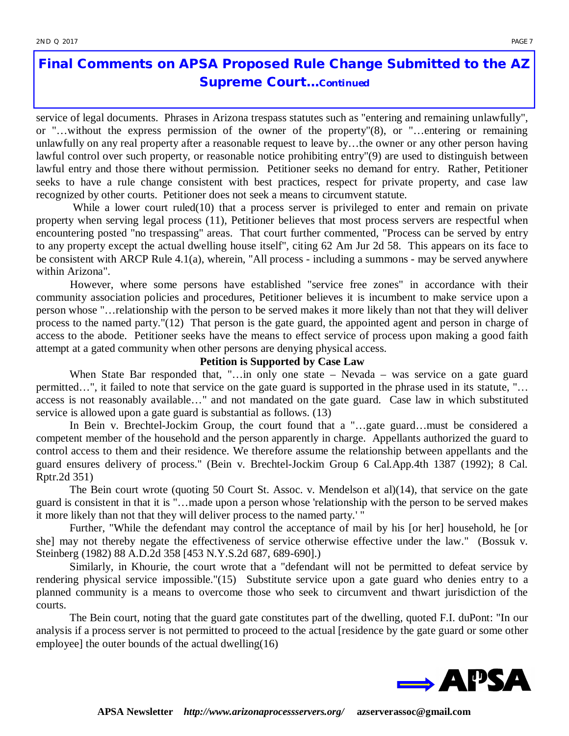# Final Comments on APSA Proposed Rule Change Submitted to the AZ Supreme Court...*Continued*

service of legal documents. Phrases in Arizona trespass statutes such as "entering and remaining unlawfully", or "…without the express permission of the owner of the property"(8), or "…entering or remaining unlawfully on any real property after a reasonable request to leave by…the owner or any other person having lawful control over such property, or reasonable notice prohibiting entry"(9) are used to distinguish between lawful entry and those there without permission. Petitioner seeks no demand for entry. Rather, Petitioner seeks to have a rule change consistent with best practices, respect for private property, and case law recognized by other courts. Petitioner does not seek a means to circumvent statute.

While a lower court ruled(10) that a process server is privileged to enter and remain on private property when serving legal process (11), Petitioner believes that most process servers are respectful when encountering posted "no trespassing" areas. That court further commented, "Process can be served by entry to any property except the actual dwelling house itself", citing 62 Am Jur 2d 58. This appears on its face to be consistent with ARCP Rule 4.1(a), wherein, "All process - including a summons - may be served anywhere within Arizona".

However, where some persons have established "service free zones" in accordance with their community association policies and procedures, Petitioner believes it is incumbent to make service upon a person whose "…relationship with the person to be served makes it more likely than not that they will deliver process to the named party."(12) That person is the gate guard, the appointed agent and person in charge of access to the abode. Petitioner seeks have the means to effect service of process upon making a good faith attempt at a gated community when other persons are denying physical access.

**Petition is Supported by Case Law**

When State Bar responded that, "…in only one state – Nevada – was service on a gate guard permitted…", it failed to note that service on the gate guard is supported in the phrase used in its statute, "…access is not reasonably available…" and not mandated on the gate guard. Case law in which substituted service is allowed upon a gate guard is substantial as follows. (13)

In Bein v. Brechtel-Jockim Group, the court found that a "…gate guard…must be considered a competent member of the household and the person apparently in charge. Appellants authorized the guard to control access to them and their residence. We therefore assume the relationship between appellants and the guard ensures delivery of process." (Bein v. Brechtel-Jockim Group 6 Cal.App.4th 1387 (1992); 8 Cal. Rptr.2d 351)

The Bein court wrote (quoting 50 Court St. Assoc. v. Mendelson et al)(14), that service on the gate guard is consistent in that it is "…made upon a person whose 'relationship with the person to be served makes it more likely than not that they will deliver process to the named party.' "

Further, "While the defendant may control the acceptance of mail by his [or her] household, he [or she] may not thereby negate the effectiveness of service otherwise effective under the law." (Bossuk v. Steinberg (1982) 88 A.D.2d 358 [453 N.Y.S.2d 687, 689-690].)

Similarly, in Khourie, the court wrote that a "defendant will not be permitted to defeat service by rendering physical service impossible."(15) Substitute service upon a gate guard who denies entry to a planned community is a means to overcome those who seek to circumvent and thwart jurisdiction of the courts.

The Bein court, noting that the guard gate constitutes part of the dwelling, quoted F.I. duPont: "In our analysis if a process server is not permitted to proceed to the actual [residence by the gate guard or some other employee] the outer bounds of the actual dwelling(16)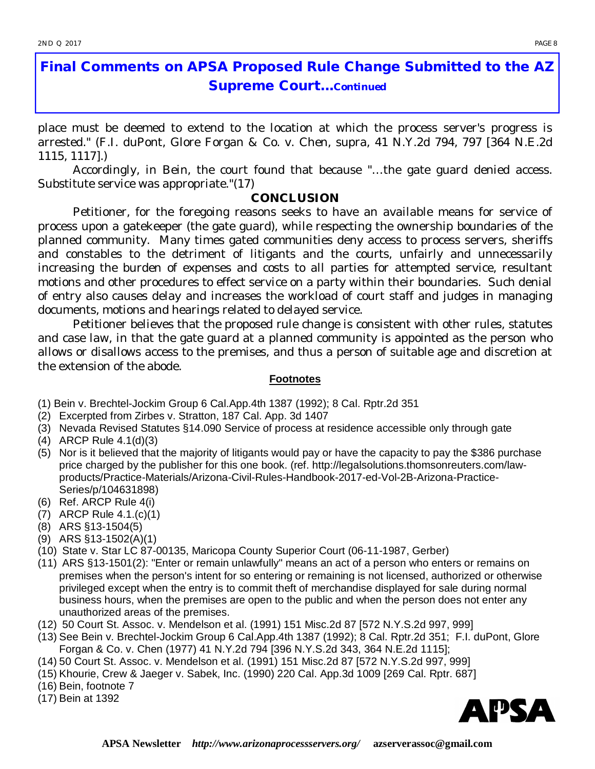# Final Comments on APSA Proposed Rule Change Submitted to the AZ Supreme Court...*Continued*

place must be deemed to extend to the location at which the process server's progress is arrested." (F.I. duPont, Glore Forgan & Co. v. Chen, supra, 41 N.Y.2d 794, 797 [364 N.E.2d 1115, 1117].)

Accordingly, in Bein, the court found that because "...the gate guard denied access. Substitute service was appropriate."(17)

## CONCLUSION

Petitioner, for the foregoing reasons seeks to have an available means for service of process upon a gatekeeper (the gate guard), while respecting the ownership boundaries of the planned community. Many times gated communities deny access to process servers, sheriffs and constables to the detriment of litigants and the courts, unfairly and unnecessarily increasing the burden of expenses and costs to all parties for attempted service, resultant motions and other procedures to effect service on a party within their boundaries. Such denial of entry also causes delay and increases the workload of court staff and judges in managing documents, motions and hearings related to delayed service.

Petitioner believes that the proposed rule change is consistent with other rules, statutes and case law, in that the gate guard at a planned community is appointed as the person who allows or disallows access to the premises, and thus a person of suitable age and discretion at the extension of the abode.

**Footnotes**

(1) Bein v. Brechtel-Jockim Group 6 Cal.App.4th 1387 (1992); 8 Cal. Rptr.2d 351
(2) Excerpted from Zirbes v. Stratton, 187 Cal. App. 3d 1407
(3) Nevada Revised Statutes §14.090 Service of process at residence accessible only through gate
(4) ARCP Rule 4.1(d)(3)
(5) Nor is it believed that the majority of litigants would pay or have the capacity to pay the $386 purchase price charged by the publisher for this one book. (ref. http://legalsolutions.thomsonreuters.com/law-products/Practice-Materials/Arizona-Civil-Rules-Handbook-2017-ed-Vol-2B-Arizona-Practice-Series/p/104631898)
(6) Ref. ARCP Rule 4(i)
(7) ARCP Rule 4.1.(c)(1)
(8) ARS §13-1504(5)
(9) ARS §13-1502(A)(1)
(10) State v. Star LC 87-00135, Maricopa County Superior Court (06-11-1987, Gerber)
(11) ARS §13-1501(2): "Enter or remain unlawfully" means an act of a person who enters or remains on premises when the person's intent for so entering or remaining is not licensed, authorized or otherwise privileged except when the entry is to commit theft of merchandise displayed for sale during normal business hours, when the premises are open to the public and when the person does not enter any unauthorized areas of the premises.
(12) 50 Court St. Assoc. v. Mendelson et al. (1991) 151 Misc.2d 87 [572 N.Y.S.2d 997, 999]
(13) See Bein v. Brechtel-Jockim Group 6 Cal.App.4th 1387 (1992); 8 Cal. Rptr.2d 351; F.I. duPont, Glore Forgan & Co. v. Chen (1977) 41 N.Y.2d 794 [396 N.Y.S.2d 343, 364 N.E.2d 1115];
(14) 50 Court St. Assoc. v. Mendelson et al. (1991) 151 Misc.2d 87 [572 N.Y.S.2d 997, 999]
(15) Khourie, Crew & Jaeger v. Sabek, Inc. (1990) 220 Cal. App.3d 1009 [269 Cal. Rptr. 687]
(16) Bein, footnote 7
(17) Bein at 1392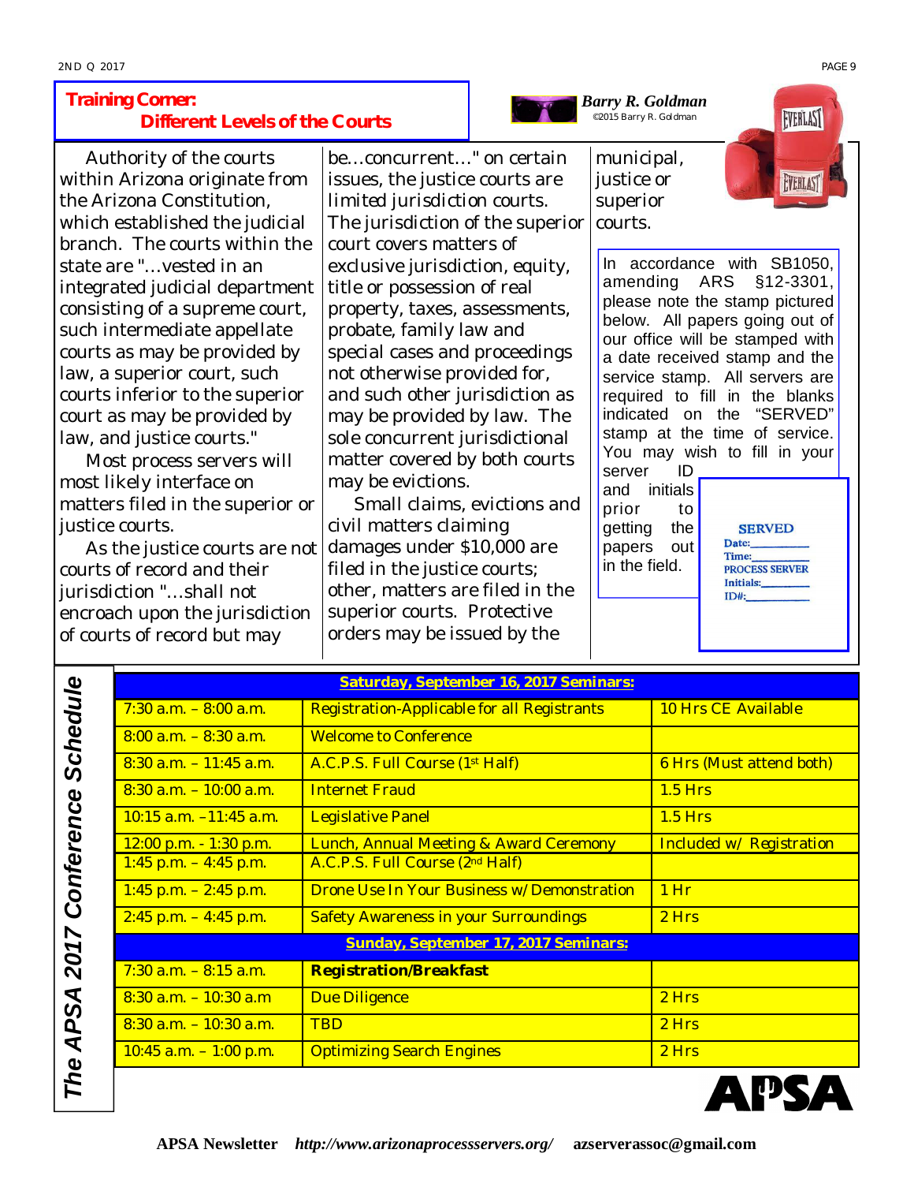## Training Corner: Different Levels of the Courts

*Barry R. Goldman*
©2015 Barry R. Goldman

Authority of the courts within Arizona originate from the Arizona Constitution, which established the judicial branch. The courts within the state are "…vested in an integrated judicial department consisting of a supreme court, such intermediate appellate courts as may be provided by law, a superior court, such courts inferior to the superior court as may be provided by law, and justice courts."

Most process servers will most likely interface on matters filed in the superior or justice courts.

As the justice courts are not courts of record and their jurisdiction "…shall not encroach upon the jurisdiction of courts of record but may be…concurrent…" on certain issues, the justice courts are limited jurisdiction courts. The jurisdiction of the superior court covers matters of exclusive jurisdiction, equity, title or possession of real property, taxes, assessments, probate, family law and special cases and proceedings not otherwise provided for, and such other jurisdiction as may be provided by law. The sole concurrent jurisdictional matter covered by both courts may be evictions.

Small claims, evictions and civil matters claiming damages under $10,000 are filed in the justice courts; other, matters are filed in the superior courts. Protective orders may be issued by the municipal, justice or superior courts.

In accordance with SB1050, amending ARS §12-3301, please note the stamp pictured below. All papers going out of our office will be stamped with a date received stamp and the service stamp. All servers are required to fill in the blanks indicated on the "SERVED" stamp at the time of service. You may wish to fill in your server ID and initials prior to getting the papers out in the field.

**SERVED**
Date:\_\_\_\_\_\_\_\_\_
Time:\_\_\_\_\_\_\_\_\_
PROCESS SERVER
Initials:\_\_\_\_\_\_\_\_
ID#:\_\_\_\_\_\_\_\_\_\_

## The APSA 2017 Conference Schedule

| Saturday, September 16, 2017 Seminars: | | |
|---|---|---|
| 7:30 a.m. – 8:00 a.m. | Registration-Applicable for all Registrants | 10 Hrs CE Available |
| 8:00 a.m. – 8:30 a.m. | Welcome to Conference | |
| 8:30 a.m. – 11:45 a.m. | A.C.P.S. Full Course (1st Half) | 6 Hrs (Must attend both) |
| 8:30 a.m. – 10:00 a.m. | Internet Fraud | 1.5 Hrs |
| 10:15 a.m. –11:45 a.m. | Legislative Panel | 1.5 Hrs |
| 12:00 p.m. - 1:30 p.m. | Lunch, Annual Meeting & Award Ceremony | Included w/ Registration |
| 1:45 p.m. – 4:45 p.m. | A.C.P.S. Full Course (2nd Half) | |
| 1:45 p.m. – 2:45 p.m. | Drone Use In Your Business w/ Demonstration | 1 Hr |
| 2:45 p.m. – 4:45 p.m. | Safety Awareness in your Surroundings | 2 Hrs |
| **Sunday, September 17, 2017 Seminars:** | | |
| 7:30 a.m. – 8:15 a.m. | **Registration/Breakfast** | |
| 8:30 a.m. – 10:30 a.m | Due Diligence | 2 Hrs |
| 8:30 a.m. – 10:30 a.m. | TBD | 2 Hrs |
| 10:45 a.m. – 1:00 p.m. | Optimizing Search Engines | 2 Hrs |

APSA

**APSA Newsletter** ***http://www.arizonaprocessservers.org/*** **azserverassoc@gmail.com**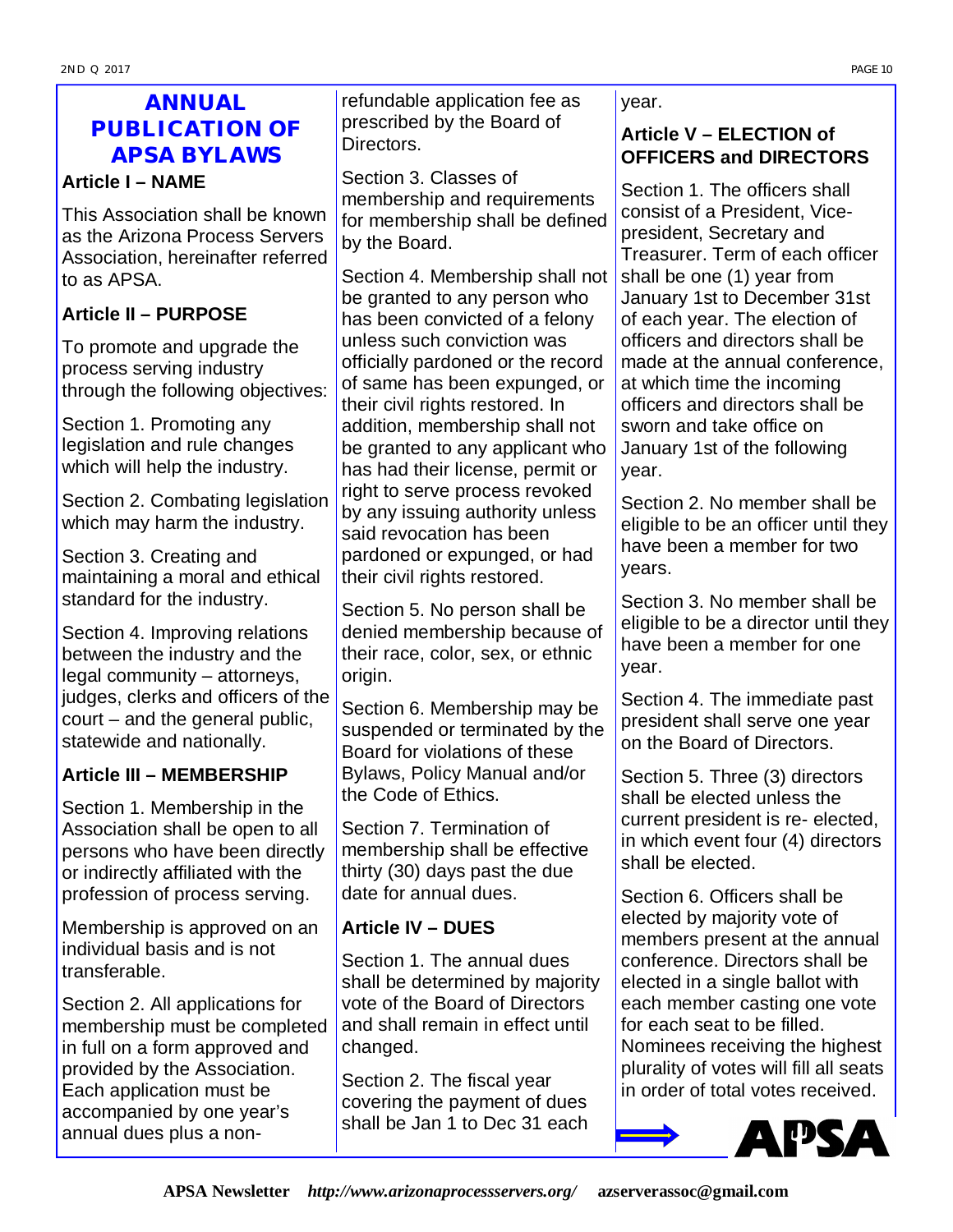# ANNUAL PUBLICATION OF APSA BYLAWS

## Article I – NAME

This Association shall be known as the Arizona Process Servers Association, hereinafter referred to as APSA.

## Article II – PURPOSE

To promote and upgrade the process serving industry through the following objectives:

Section 1. Promoting any legislation and rule changes which will help the industry.

Section 2. Combating legislation which may harm the industry.

Section 3. Creating and maintaining a moral and ethical standard for the industry.

Section 4. Improving relations between the industry and the legal community – attorneys, judges, clerks and officers of the court – and the general public, statewide and nationally.

## Article III – MEMBERSHIP

Section 1. Membership in the Association shall be open to all persons who have been directly or indirectly affiliated with the profession of process serving.

Membership is approved on an individual basis and is not transferable.

Section 2. All applications for membership must be completed in full on a form approved and provided by the Association. Each application must be accompanied by one year's annual dues plus a non-refundable application fee as prescribed by the Board of Directors.

Section 3. Classes of membership and requirements for membership shall be defined by the Board.

Section 4. Membership shall not be granted to any person who has been convicted of a felony unless such conviction was officially pardoned or the record of same has been expunged, or their civil rights restored. In addition, membership shall not be granted to any applicant who has had their license, permit or right to serve process revoked by any issuing authority unless said revocation has been pardoned or expunged, or had their civil rights restored.

Section 5. No person shall be denied membership because of their race, color, sex, or ethnic origin.

Section 6. Membership may be suspended or terminated by the Board for violations of these Bylaws, Policy Manual and/or the Code of Ethics.

Section 7. Termination of membership shall be effective thirty (30) days past the due date for annual dues.

## Article IV – DUES

Section 1. The annual dues shall be determined by majority vote of the Board of Directors and shall remain in effect until changed.

Section 2. The fiscal year covering the payment of dues shall be Jan 1 to Dec 31 each year.

## Article V – ELECTION of OFFICERS and DIRECTORS

Section 1. The officers shall consist of a President, Vice-president, Secretary and Treasurer. Term of each officer shall be one (1) year from January 1st to December 31st of each year. The election of officers and directors shall be made at the annual conference, at which time the incoming officers and directors shall be sworn and take office on January 1st of the following year.

Section 2. No member shall be eligible to be an officer until they have been a member for two years.

Section 3. No member shall be eligible to be a director until they have been a member for one year.

Section 4. The immediate past president shall serve one year on the Board of Directors.

Section 5. Three (3) directors shall be elected unless the current president is re- elected, in which event four (4) directors shall be elected.

Section 6. Officers shall be elected by majority vote of members present at the annual conference. Directors shall be elected in a single ballot with each member casting one vote for each seat to be filled. Nominees receiving the highest plurality of votes will fill all seats in order of total votes received.

APSA Newsletter *http://www.arizonaprocessservers.org/* azserverassoc@gmail.com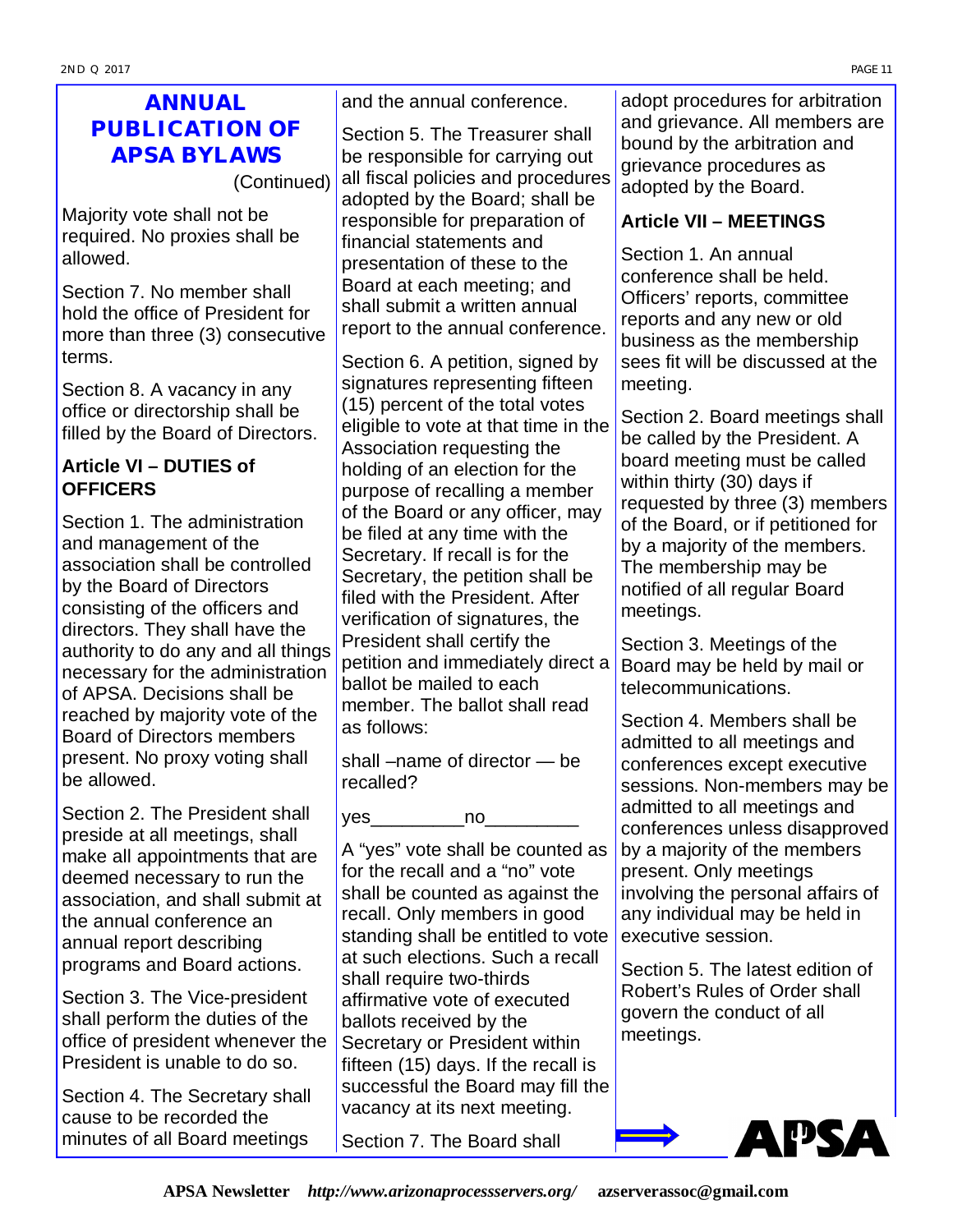## ANNUAL PUBLICATION OF APSA BYLAWS

(Continued)

Majority vote shall not be required. No proxies shall be allowed.

Section 7. No member shall hold the office of President for more than three (3) consecutive terms.

Section 8. A vacancy in any office or directorship shall be filled by the Board of Directors.

**Article VI – DUTIES of OFFICERS**

Section 1. The administration and management of the association shall be controlled by the Board of Directors consisting of the officers and directors. They shall have the authority to do any and all things necessary for the administration of APSA. Decisions shall be reached by majority vote of the Board of Directors members present. No proxy voting shall be allowed.

Section 2. The President shall preside at all meetings, shall make all appointments that are deemed necessary to run the association, and shall submit at the annual conference an annual report describing programs and Board actions.

Section 3. The Vice-president shall perform the duties of the office of president whenever the President is unable to do so.

Section 4. The Secretary shall cause to be recorded the minutes of all Board meetings and the annual conference.

Section 5. The Treasurer shall be responsible for carrying out all fiscal policies and procedures adopted by the Board; shall be responsible for preparation of financial statements and presentation of these to the Board at each meeting; and shall submit a written annual report to the annual conference.

Section 6. A petition, signed by signatures representing fifteen (15) percent of the total votes eligible to vote at that time in the Association requesting the holding of an election for the purpose of recalling a member of the Board or any officer, may be filed at any time with the Secretary. If recall is for the Secretary, the petition shall be filed with the President. After verification of signatures, the President shall certify the petition and immediately direct a ballot be mailed to each member. The ballot shall read as follows:

shall –name of director — be recalled?

yes_________no_________

A "yes" vote shall be counted as for the recall and a "no" vote shall be counted as against the recall. Only members in good standing shall be entitled to vote at such elections. Such a recall shall require two-thirds affirmative vote of executed ballots received by the Secretary or President within fifteen (15) days. If the recall is successful the Board may fill the vacancy at its next meeting.

Section 7. The Board shall adopt procedures for arbitration and grievance. All members are bound by the arbitration and grievance procedures as adopted by the Board.

**Article VII – MEETINGS**

Section 1. An annual conference shall be held. Officers' reports, committee reports and any new or old business as the membership sees fit will be discussed at the meeting.

Section 2. Board meetings shall be called by the President. A board meeting must be called within thirty (30) days if requested by three (3) members of the Board, or if petitioned for by a majority of the members. The membership may be notified of all regular Board meetings.

Section 3. Meetings of the Board may be held by mail or telecommunications.

Section 4. Members shall be admitted to all meetings and conferences except executive sessions. Non-members may be admitted to all meetings and conferences unless disapproved by a majority of the members present. Only meetings involving the personal affairs of any individual may be held in executive session.

Section 5. The latest edition of Robert's Rules of Order shall govern the conduct of all meetings.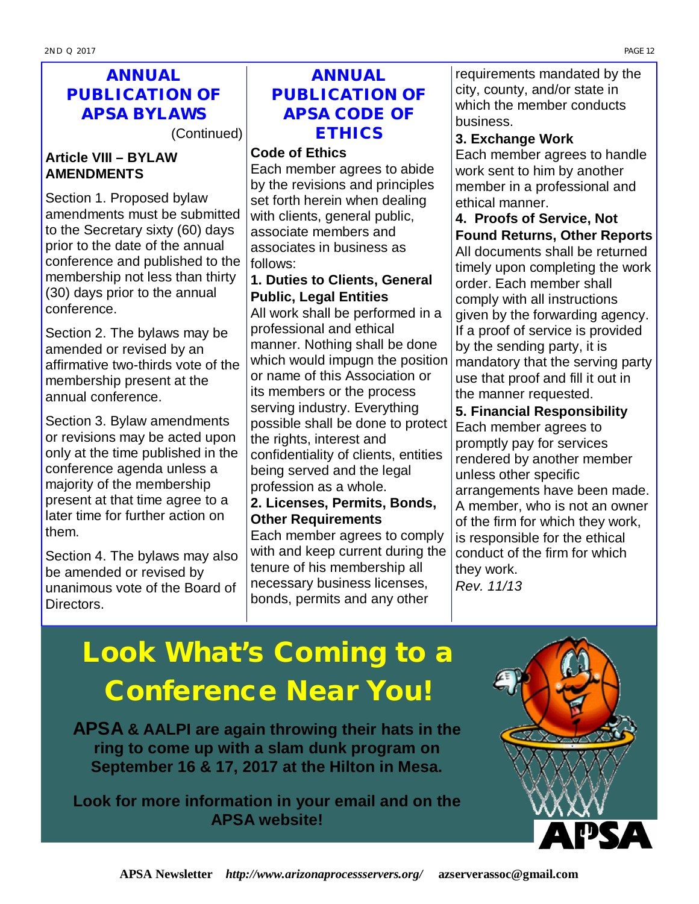## ANNUAL PUBLICATION OF APSA BYLAWS

(Continued)

**Article VIII – BYLAW AMENDMENTS**

Section 1. Proposed bylaw amendments must be submitted to the Secretary sixty (60) days prior to the date of the annual conference and published to the membership not less than thirty (30) days prior to the annual conference.

Section 2. The bylaws may be amended or revised by an affirmative two-thirds vote of the membership present at the annual conference.

Section 3. Bylaw amendments or revisions may be acted upon only at the time published in the conference agenda unless a majority of the membership present at that time agree to a later time for further action on them.

Section 4. The bylaws may also be amended or revised by unanimous vote of the Board of Directors.

## ANNUAL PUBLICATION OF APSA CODE OF ETHICS

**Code of Ethics**

Each member agrees to abide by the revisions and principles set forth herein when dealing with clients, general public, associate members and associates in business as follows:

**1. Duties to Clients, General Public, Legal Entities**

All work shall be performed in a professional and ethical manner. Nothing shall be done which would impugn the position or name of this Association or its members or the process serving industry. Everything possible shall be done to protect the rights, interest and confidentiality of clients, entities being served and the legal profession as a whole.

**2. Licenses, Permits, Bonds, Other Requirements**

Each member agrees to comply with and keep current during the tenure of his membership all necessary business licenses, bonds, permits and any other requirements mandated by the city, county, and/or state in which the member conducts business.

**3. Exchange Work**

Each member agrees to handle work sent to him by another member in a professional and ethical manner.

**4. Proofs of Service, Not Found Returns, Other Reports**

All documents shall be returned timely upon completing the work order. Each member shall comply with all instructions given by the forwarding agency. If a proof of service is provided by the sending party, it is mandatory that the serving party use that proof and fill it out in the manner requested.

**5. Financial Responsibility**

Each member agrees to promptly pay for services rendered by another member unless other specific arrangements have been made. A member, who is not an owner of the firm for which they work, is responsible for the ethical conduct of the firm for which they work.

*Rev. 11/13*

# Look What's Coming to a Conference Near You!

**APSA & AALPI are again throwing their hats in the ring to come up with a slam dunk program on September 16 & 17, 2017 at the Hilton in Mesa.**

**Look for more information in your email and on the APSA website!**

APSA

**APSA Newsletter** ***http://www.arizonaprocessservers.org/*** **azserverassoc@gmail.com**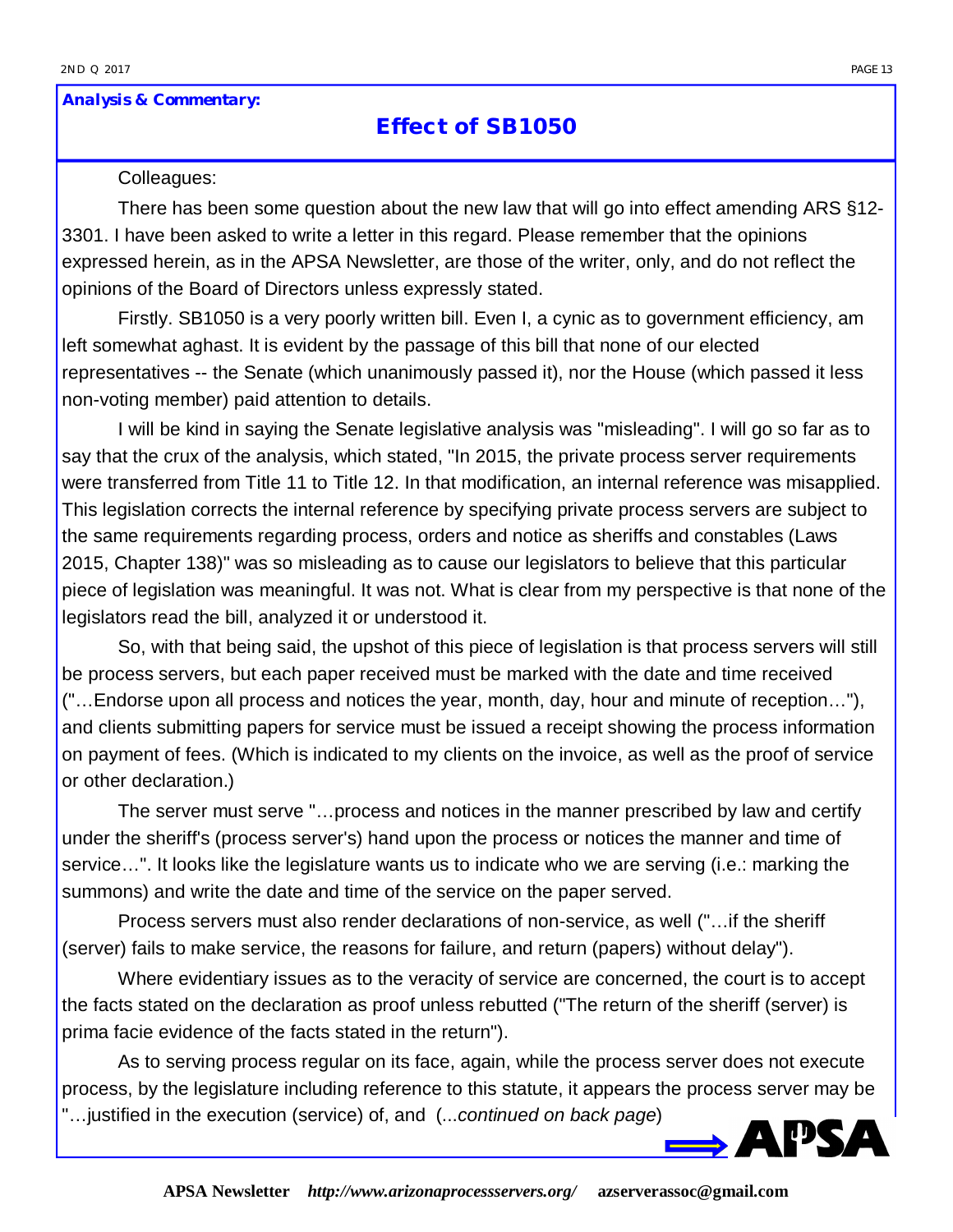***Analysis & Commentary:***

## Effect of SB1050

Colleagues:

There has been some question about the new law that will go into effect amending ARS §12-3301. I have been asked to write a letter in this regard. Please remember that the opinions expressed herein, as in the APSA Newsletter, are those of the writer, only, and do not reflect the opinions of the Board of Directors unless expressly stated.

Firstly. SB1050 is a very poorly written bill. Even I, a cynic as to government efficiency, am left somewhat aghast. It is evident by the passage of this bill that none of our elected representatives -- the Senate (which unanimously passed it), nor the House (which passed it less non-voting member) paid attention to details.

I will be kind in saying the Senate legislative analysis was "misleading". I will go so far as to say that the crux of the analysis, which stated, "In 2015, the private process server requirements were transferred from Title 11 to Title 12. In that modification, an internal reference was misapplied. This legislation corrects the internal reference by specifying private process servers are subject to the same requirements regarding process, orders and notice as sheriffs and constables (Laws 2015, Chapter 138)" was so misleading as to cause our legislators to believe that this particular piece of legislation was meaningful. It was not. What is clear from my perspective is that none of the legislators read the bill, analyzed it or understood it.

So, with that being said, the upshot of this piece of legislation is that process servers will still be process servers, but each paper received must be marked with the date and time received ("…Endorse upon all process and notices the year, month, day, hour and minute of reception…"), and clients submitting papers for service must be issued a receipt showing the process information on payment of fees. (Which is indicated to my clients on the invoice, as well as the proof of service or other declaration.)

The server must serve "…process and notices in the manner prescribed by law and certify under the sheriff's (process server's) hand upon the process or notices the manner and time of service…". It looks like the legislature wants us to indicate who we are serving (i.e.: marking the summons) and write the date and time of the service on the paper served.

Process servers must also render declarations of non-service, as well ("…if the sheriff (server) fails to make service, the reasons for failure, and return (papers) without delay").

Where evidentiary issues as to the veracity of service are concerned, the court is to accept the facts stated on the declaration as proof unless rebutted ("The return of the sheriff (server) is prima facie evidence of the facts stated in the return").

As to serving process regular on its face, again, while the process server does not execute process, by the legislature including reference to this statute, it appears the process server may be "…justified in the execution (service) of, and (...*continued on back page*)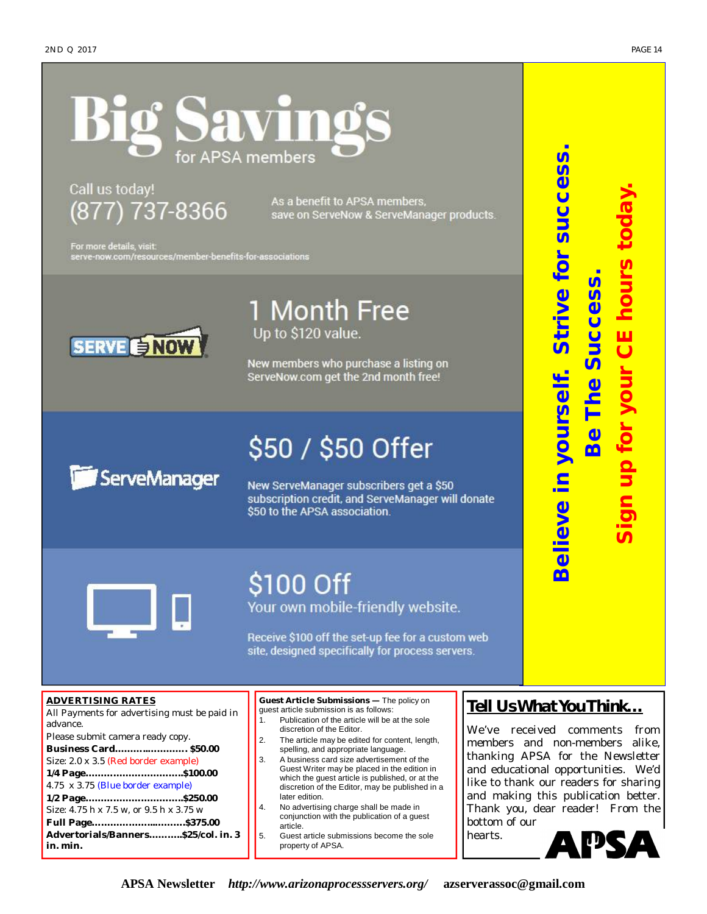# Big Savings for APSA members

Call us today!
(877) 737-8366

As a benefit to APSA members, save on ServeNow & ServeManager products.

For more details, visit:
serve-now.com/resources/member-benefits-for-associations

SERVE NOW

## 1 Month Free

Up to $120 value.

New members who purchase a listing on ServeNow.com get the 2nd month free!

ServeManager

## $50 / $50 Offer

New ServeManager subscribers get a $50 subscription credit, and ServeManager will donate $50 to the APSA association.

## $100 Off

Your own mobile-friendly website.

Receive $100 off the set-up fee for a custom web site, designed specifically for process servers.

**Believe in yourself. Strive for success.**

**Be The Success.**

**Sign up for your CE hours today.**

**ADVERTISING RATES**

All Payments for advertising must be paid in advance.

Please submit camera ready copy.

**Business Card.......................... $50.00**
Size: 2.0 x 3.5 (Red border example)

**1/4 Page...............................$100.00**
4.75 x 3.75 (Blue border example)

**1/2 Page...............................$250.00**
Size: 4.75 h x 7.5 w, or 9.5 h x 3.75 w

**Full Page...............................$375.00**

**Advertorials/Banners...........$25/col. in. 3 in. min.**

**Guest Article Submissions —** The policy on guest article submission is as follows:

1. Publication of the article will be at the sole discretion of the Editor.
2. The article may be edited for content, length, spelling, and appropriate language.
3. A business card size advertisement of the Guest Writer may be placed in the edition in which the guest article is published, or at the discretion of the Editor, may be published in a later edition.
4. No advertising charge shall be made in conjunction with the publication of a guest article.
5. Guest article submissions become the sole property of APSA.

## Tell Us What You Think…

We've received comments from members and non-members alike, thanking APSA for the Newsletter and educational opportunities. We'd like to thank our readers for sharing and making this publication better. Thank you, dear reader! From the bottom of our hearts.

APSA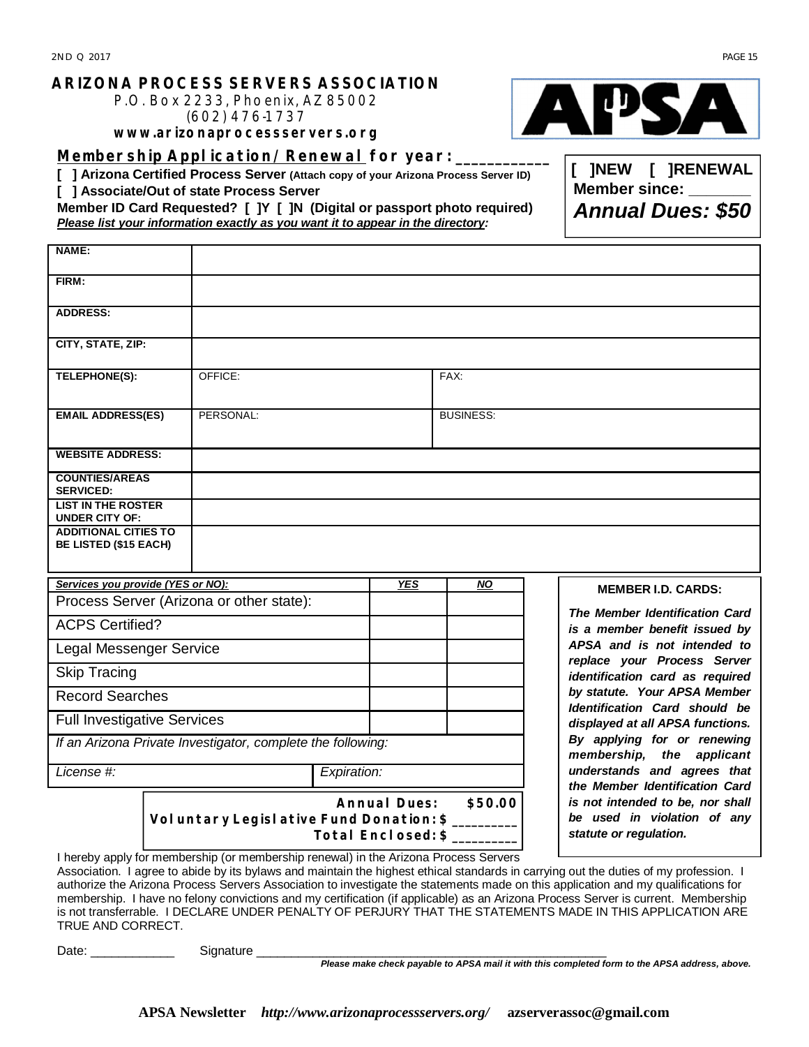# ARIZONA PROCESS SERVERS ASSOCIATION

P.O. Box 2233, Phoenix, AZ 85002
(602) 476-1737
**www.arizonaprocessservers.org**

APSA

## Membership Application/Renewal for year: ___________

[ ] **Arizona Certified Process Server** (Attach copy of your Arizona Process Server ID)
[ ] **Associate/Out of state Process Server**
**Member ID Card Requested? [ ]Y [ ]N (Digital or passport photo required)**
***Please list your information exactly as you want it to appear in the directory:***

**[ ]NEW [ ]RENEWAL**
**Member since: _______**
***Annual Dues: $50***

| | | |
|---|---|---|
| **NAME:** | | |
| **FIRM:** | | |
| **ADDRESS:** | | |
| **CITY, STATE, ZIP:** | | |
| **TELEPHONE(S):** | OFFICE: | FAX: |
| **EMAIL ADDRESS(ES)** | PERSONAL: | BUSINESS: |
| **WEBSITE ADDRESS:** | | |
| **COUNTIES/AREAS SERVICED:** | | |
| **LIST IN THE ROSTER UNDER CITY OF:** | | |
| **ADDITIONAL CITIES TO BE LISTED ($15 EACH)** | | |

| ***Services you provide (YES or NO):*** | ***YES*** | ***NO*** |
|---|---|---|
| Process Server (Arizona or other state): | | |
| ACPS Certified? | | |
| Legal Messenger Service | | |
| Skip Tracing | | |
| Record Searches | | |
| Full Investigative Services | | |
| *If an Arizona Private Investigator, complete the following:* | | |
| *License #:* | *Expiration:* | |

**Annual Dues: $50.00**
**Voluntary Legislative Fund Donation: $ _________**
**Total Enclosed: $ _________**

**MEMBER I.D. CARDS:**

***The Member Identification Card is a member benefit issued by APSA and is not intended to replace your Process Server identification card as required by statute. Your APSA Member Identification Card should be displayed at all APSA functions. By applying for or renewing membership, the applicant understands and agrees that the Member Identification Card is not intended to be, nor shall be used in violation of any statute or regulation.***

I hereby apply for membership (or membership renewal) in the Arizona Process Servers Association. I agree to abide by its bylaws and maintain the highest ethical standards in carrying out the duties of my profession. I authorize the Arizona Process Servers Association to investigate the statements made on this application and my qualifications for membership. I have no felony convictions and my certification (if applicable) as an Arizona Process Server is current. Membership is not transferrable. I DECLARE UNDER PENALTY OF PERJURY THAT THE STATEMENTS MADE IN THIS APPLICATION ARE TRUE AND CORRECT.

Date: ____________ Signature ____________________________________________________

***Please make check payable to APSA mail it with this completed form to the APSA address, above.***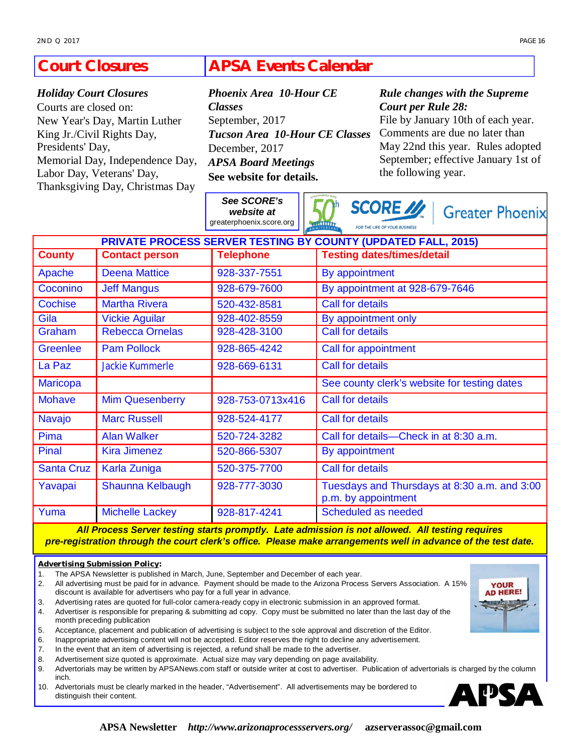## Court Closures

***Holiday Court Closures***

Courts are closed on:
New Year's Day, Martin Luther King Jr./Civil Rights Day, Presidents' Day,
Memorial Day, Independence Day, Labor Day, Veterans' Day, Thanksgiving Day, Christmas Day

## APSA Events Calendar

***Phoenix Area 10-Hour CE Classes***
September, 2017

***Tucson Area 10-Hour CE Classes***
December, 2017

***APSA Board Meetings***
**See website for details.**

***Rule changes with the Supreme Court per Rule 28:***
File by January 10th of each year. Comments are due no later than May 22nd this year. Rules adopted September; effective January 1st of the following year.

***See SCORE's website at***
greaterphoenix.score.org

50th SCORE FOR THE LIFE OF YOUR BUSINESS Greater Phoenix

| PRIVATE PROCESS SERVER TESTING BY COUNTY (UPDATED FALL, 2015) | | | |
|---|---|---|---|
| **County** | **Contact person** | **Telephone** | **Testing dates/times/detail** |
| Apache | Deena Mattice | 928-337-7551 | By appointment |
| Coconino | Jeff Mangus | 928-679-7600 | By appointment at 928-679-7646 |
| Cochise | Martha Rivera | 520-432-8581 | Call for details |
| Gila | Vickie Aguilar | 928-402-8559 | By appointment only |
| Graham | Rebecca Ornelas | 928-428-3100 | Call for details |
| Greenlee | Pam Pollock | 928-865-4242 | Call for appointment |
| La Paz | Jackie Kummerle | 928-669-6131 | Call for details |
| Maricopa | | | See county clerk's website for testing dates |
| Mohave | Mim Quesenberry | 928-753-0713x416 | Call for details |
| Navajo | Marc Russell | 928-524-4177 | Call for details |
| Pima | Alan Walker | 520-724-3282 | Call for details—Check in at 8:30 a.m. |
| Pinal | Kira Jimenez | 520-866-5307 | By appointment |
| Santa Cruz | Karla Zuniga | 520-375-7700 | Call for details |
| Yavapai | Shaunna Kelbaugh | 928-777-3030 | Tuesdays and Thursdays at 8:30 a.m. and 3:00 p.m. by appointment |
| Yuma | Michelle Lackey | 928-817-4241 | Scheduled as needed |

***All Process Server testing starts promptly. Late admission is not allowed. All testing requires pre-registration through the court clerk's office. Please make arrangements well in advance of the test date.***

**Advertising Submission Policy:**

1. The APSA Newsletter is published in March, June, September and December of each year.
2. All advertising must be paid for in advance. Payment should be made to the Arizona Process Servers Association. A 15% discount is available for advertisers who pay for a full year in advance.
3. Advertising rates are quoted for full-color camera-ready copy in electronic submission in an approved format.
4. Advertiser is responsible for preparing & submitting ad copy. Copy must be submitted no later than the last day of the month preceding publication
5. Acceptance, placement and publication of advertising is subject to the sole approval and discretion of the Editor.
6. Inappropriate advertising content will not be accepted. Editor reserves the right to decline any advertisement.
7. In the event that an item of advertising is rejected, a refund shall be made to the advertiser.
8. Advertisement size quoted is approximate. Actual size may vary depending on page availability.
9. Advertorials may be written by APSANews.com staff or outside writer at cost to advertiser. Publication of advertorials is charged by the column inch.
10. Advertorials must be clearly marked in the header, "Advertisement". All advertisements may be bordered to distinguish their content.

YOUR AD HERE!

APSA

**APSA Newsletter** ***http://www.arizonaprocessservers.org/*** **azserverassoc@gmail.com**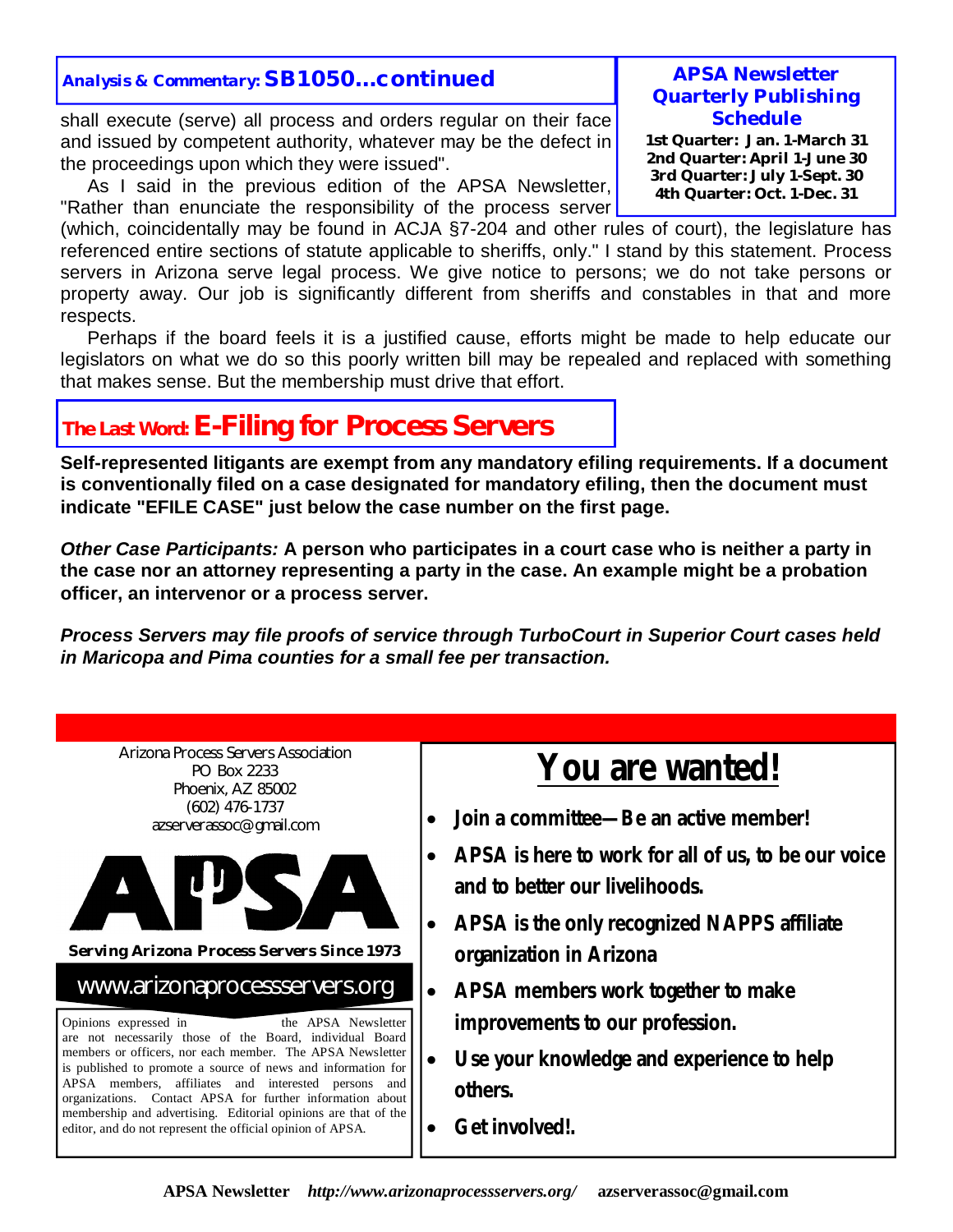## Analysis & Commentary: SB1050...continued

shall execute (serve) all process and orders regular on their face and issued by competent authority, whatever may be the defect in the proceedings upon which they were issued".

As I said in the previous edition of the APSA Newsletter, "Rather than enunciate the responsibility of the process server (which, coincidentally may be found in ACJA §7-204 and other rules of court), the legislature has referenced entire sections of statute applicable to sheriffs, only." I stand by this statement. Process servers in Arizona serve legal process. We give notice to persons; we do not take persons or property away. Our job is significantly different from sheriffs and constables in that and more respects.

Perhaps if the board feels it is a justified cause, efforts might be made to help educate our legislators on what we do so this poorly written bill may be repealed and replaced with something that makes sense. But the membership must drive that effort.

### APSA Newsletter Quarterly Publishing Schedule

**1st Quarter: Jan. 1-March 31**
**2nd Quarter: April 1-June 30**
**3rd Quarter: July 1-Sept. 30**
**4th Quarter: Oct. 1-Dec. 31**

## The Last Word: E-Filing for Process Servers

**Self-represented litigants are exempt from any mandatory efiling requirements. If a document is conventionally filed on a case designated for mandatory efiling, then the document must indicate "EFILE CASE" just below the case number on the first page.**

***Other Case Participants:*** **A person who participates in a court case who is neither a party in the case nor an attorney representing a party in the case. An example might be a probation officer, an intervenor or a process server.**

***Process Servers may file proofs of service through TurboCourt in Superior Court cases held in Maricopa and Pima counties for a small fee per transaction.***

Arizona Process Servers Association
PO Box 2233
Phoenix, AZ 85002
(602) 476-1737
azserverassoc@gmail.com

APSA

**Serving Arizona Process Servers Since 1973**

www.arizonaprocessservers.org

Opinions expressed in the APSA Newsletter are not necessarily those of the Board, individual Board members or officers, nor each member. The APSA Newsletter is published to promote a source of news and information for APSA members, affiliates and interested persons and organizations. Contact APSA for further information about membership and advertising. Editorial opinions are that of the editor, and do not represent the official opinion of APSA.

## You are wanted!

- **Join a committee—Be an active member!**
- **APSA is here to work for all of us, to be our voice and to better our livelihoods.**
- **APSA is the only recognized NAPPS affiliate organization in Arizona**
- **APSA members work together to make improvements to our profession.**
- **Use your knowledge and experience to help others.**
- **Get involved!.**